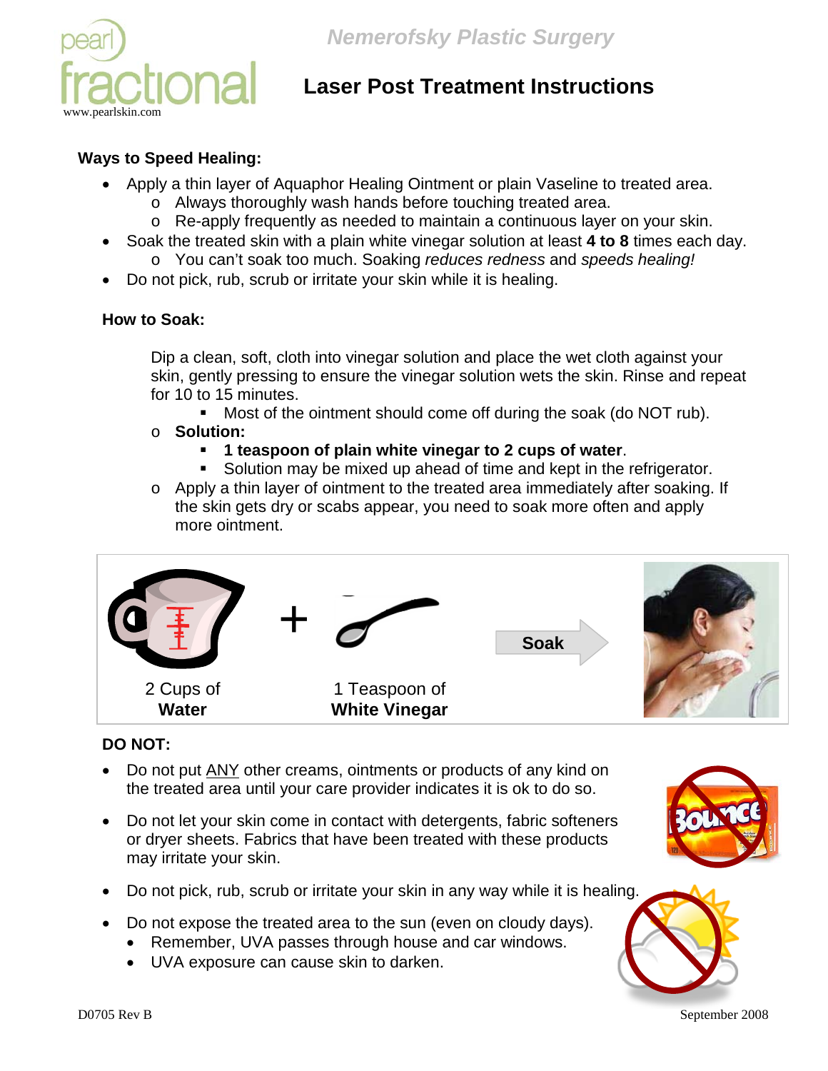pearl fractional
www.pearlskin.com

Nemerofsky Plastic Surgery

# Laser Post Treatment Instructions

### Ways to Speed Healing:

- Apply a thin layer of Aquaphor Healing Ointment or plain Vaseline to treated area.
  - Always thoroughly wash hands before touching treated area.
  - Re-apply frequently as needed to maintain a continuous layer on your skin.
- Soak the treated skin with a plain white vinegar solution at least **4 to 8** times each day.
  - You can't soak too much. Soaking *reduces redness* and *speeds healing!*
- Do not pick, rub, scrub or irritate your skin while it is healing.

### How to Soak:

Dip a clean, soft, cloth into vinegar solution and place the wet cloth against your skin, gently pressing to ensure the vinegar solution wets the skin. Rinse and repeat for 10 to 15 minutes.

- Most of the ointment should come off during the soak (do NOT rub).

- **Solution:**
  - **1 teaspoon of plain white vinegar to 2 cups of water**.
  - Solution may be mixed up ahead of time and kept in the refrigerator.
- Apply a thin layer of ointment to the treated area immediately after soaking. If the skin gets dry or scabs appear, you need to soak more often and apply more ointment.

2 Cups of **Water** + 1 Teaspoon of **White Vinegar** → Soak

### DO NOT:

- Do not put ANY other creams, ointments or products of any kind on the treated area until your care provider indicates it is ok to do so.
- Do not let your skin come in contact with detergents, fabric softeners or dryer sheets. Fabrics that have been treated with these products may irritate your skin.
- Do not pick, rub, scrub or irritate your skin in any way while it is healing.
- Do not expose the treated area to the sun (even on cloudy days).
  - Remember, UVA passes through house and car windows.
  - UVA exposure can cause skin to darken.

D0705 Rev B September 2008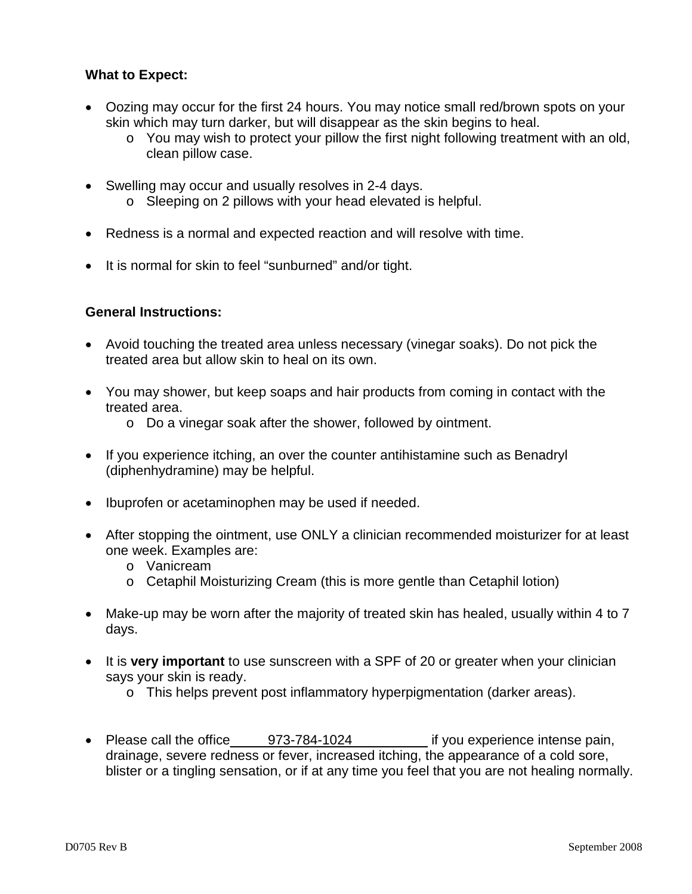**What to Expect:**

- Oozing may occur for the first 24 hours. You may notice small red/brown spots on your skin which may turn darker, but will disappear as the skin begins to heal.
  - You may wish to protect your pillow the first night following treatment with an old, clean pillow case.
- Swelling may occur and usually resolves in 2-4 days.
  - Sleeping on 2 pillows with your head elevated is helpful.
- Redness is a normal and expected reaction and will resolve with time.
- It is normal for skin to feel "sunburned" and/or tight.

**General Instructions:**

- Avoid touching the treated area unless necessary (vinegar soaks). Do not pick the treated area but allow skin to heal on its own.
- You may shower, but keep soaps and hair products from coming in contact with the treated area.
  - Do a vinegar soak after the shower, followed by ointment.
- If you experience itching, an over the counter antihistamine such as Benadryl (diphenhydramine) may be helpful.
- Ibuprofen or acetaminophen may be used if needed.
- After stopping the ointment, use ONLY a clinician recommended moisturizer for at least one week. Examples are:
  - Vanicream
  - Cetaphil Moisturizing Cream (this is more gentle than Cetaphil lotion)
- Make-up may be worn after the majority of treated skin has healed, usually within 4 to 7 days.
- It is **very important** to use sunscreen with a SPF of 20 or greater when your clinician says your skin is ready.
  - This helps prevent post inflammatory hyperpigmentation (darker areas).
- Please call the office 973-784-1024 if you experience intense pain, drainage, severe redness or fever, increased itching, the appearance of a cold sore, blister or a tingling sensation, or if at any time you feel that you are not healing normally.

D0705 Rev B September 2008